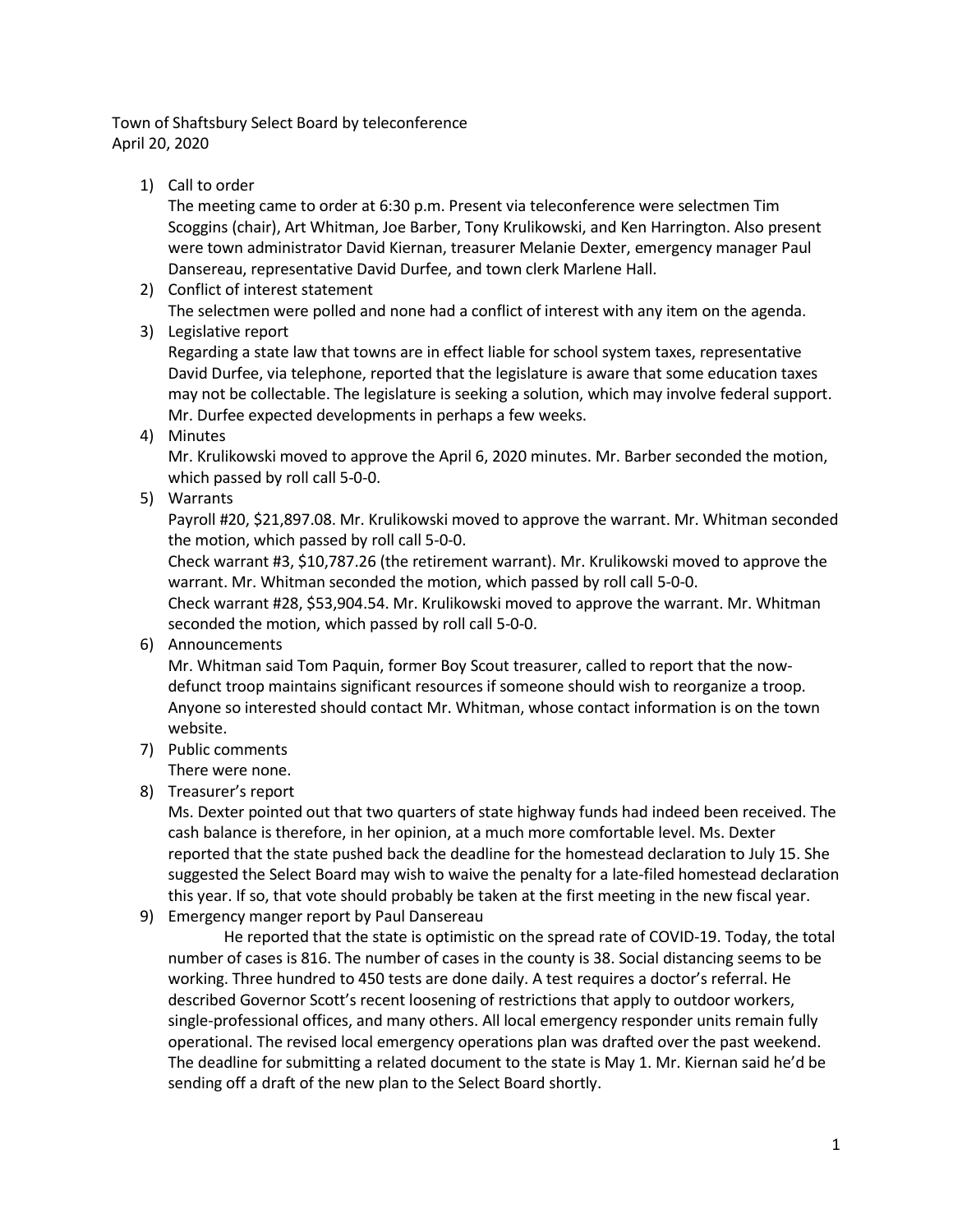Town of Shaftsbury Select Board by teleconference
April 20, 2020

1) Call to order
   The meeting came to order at 6:30 p.m. Present via teleconference were selectmen Tim Scoggins (chair), Art Whitman, Joe Barber, Tony Krulikowski, and Ken Harrington. Also present were town administrator David Kiernan, treasurer Melanie Dexter, emergency manager Paul Dansereau, representative David Durfee, and town clerk Marlene Hall.
2) Conflict of interest statement
   The selectmen were polled and none had a conflict of interest with any item on the agenda.
3) Legislative report
   Regarding a state law that towns are in effect liable for school system taxes, representative David Durfee, via telephone, reported that the legislature is aware that some education taxes may not be collectable. The legislature is seeking a solution, which may involve federal support. Mr. Durfee expected developments in perhaps a few weeks.
4) Minutes
   Mr. Krulikowski moved to approve the April 6, 2020 minutes. Mr. Barber seconded the motion, which passed by roll call 5-0-0.
5) Warrants
   Payroll #20, $21,897.08. Mr. Krulikowski moved to approve the warrant. Mr. Whitman seconded the motion, which passed by roll call 5-0-0.
   Check warrant #3, $10,787.26 (the retirement warrant). Mr. Krulikowski moved to approve the warrant. Mr. Whitman seconded the motion, which passed by roll call 5-0-0.
   Check warrant #28, $53,904.54. Mr. Krulikowski moved to approve the warrant. Mr. Whitman seconded the motion, which passed by roll call 5-0-0.
6) Announcements
   Mr. Whitman said Tom Paquin, former Boy Scout treasurer, called to report that the now-defunct troop maintains significant resources if someone should wish to reorganize a troop. Anyone so interested should contact Mr. Whitman, whose contact information is on the town website.
7) Public comments
   There were none.
8) Treasurer's report
   Ms. Dexter pointed out that two quarters of state highway funds had indeed been received. The cash balance is therefore, in her opinion, at a much more comfortable level. Ms. Dexter reported that the state pushed back the deadline for the homestead declaration to July 15. She suggested the Select Board may wish to waive the penalty for a late-filed homestead declaration this year. If so, that vote should probably be taken at the first meeting in the new fiscal year.
9) Emergency manger report by Paul Dansereau
   He reported that the state is optimistic on the spread rate of COVID-19. Today, the total number of cases is 816. The number of cases in the county is 38. Social distancing seems to be working. Three hundred to 450 tests are done daily. A test requires a doctor's referral. He described Governor Scott's recent loosening of restrictions that apply to outdoor workers, single-professional offices, and many others. All local emergency responder units remain fully operational. The revised local emergency operations plan was drafted over the past weekend. The deadline for submitting a related document to the state is May 1. Mr. Kiernan said he'd be sending off a draft of the new plan to the Select Board shortly.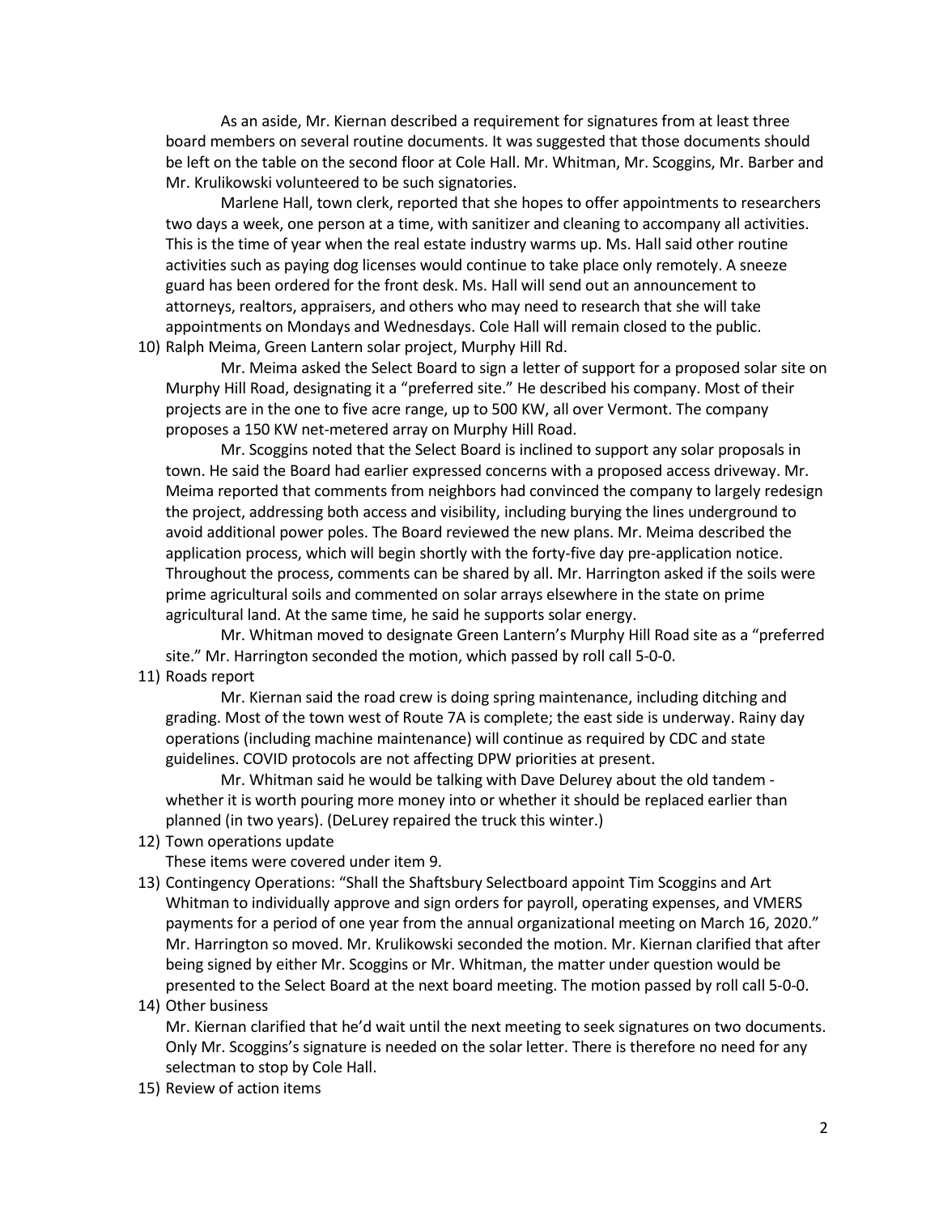As an aside, Mr. Kiernan described a requirement for signatures from at least three board members on several routine documents. It was suggested that those documents should be left on the table on the second floor at Cole Hall. Mr. Whitman, Mr. Scoggins, Mr. Barber and Mr. Krulikowski volunteered to be such signatories.

Marlene Hall, town clerk, reported that she hopes to offer appointments to researchers two days a week, one person at a time, with sanitizer and cleaning to accompany all activities. This is the time of year when the real estate industry warms up. Ms. Hall said other routine activities such as paying dog licenses would continue to take place only remotely. A sneeze guard has been ordered for the front desk. Ms. Hall will send out an announcement to attorneys, realtors, appraisers, and others who may need to research that she will take appointments on Mondays and Wednesdays. Cole Hall will remain closed to the public.

10) Ralph Meima, Green Lantern solar project, Murphy Hill Rd.

Mr. Meima asked the Select Board to sign a letter of support for a proposed solar site on Murphy Hill Road, designating it a "preferred site." He described his company. Most of their projects are in the one to five acre range, up to 500 KW, all over Vermont. The company proposes a 150 KW net-metered array on Murphy Hill Road.

Mr. Scoggins noted that the Select Board is inclined to support any solar proposals in town. He said the Board had earlier expressed concerns with a proposed access driveway. Mr. Meima reported that comments from neighbors had convinced the company to largely redesign the project, addressing both access and visibility, including burying the lines underground to avoid additional power poles. The Board reviewed the new plans. Mr. Meima described the application process, which will begin shortly with the forty-five day pre-application notice. Throughout the process, comments can be shared by all. Mr. Harrington asked if the soils were prime agricultural soils and commented on solar arrays elsewhere in the state on prime agricultural land. At the same time, he said he supports solar energy.

Mr. Whitman moved to designate Green Lantern's Murphy Hill Road site as a "preferred site." Mr. Harrington seconded the motion, which passed by roll call 5-0-0.

11) Roads report

Mr. Kiernan said the road crew is doing spring maintenance, including ditching and grading. Most of the town west of Route 7A is complete; the east side is underway. Rainy day operations (including machine maintenance) will continue as required by CDC and state guidelines. COVID protocols are not affecting DPW priorities at present.

Mr. Whitman said he would be talking with Dave Delurey about the old tandem - whether it is worth pouring more money into or whether it should be replaced earlier than planned (in two years). (DeLurey repaired the truck this winter.)

12) Town operations update

These items were covered under item 9.

13) Contingency Operations: "Shall the Shaftsbury Selectboard appoint Tim Scoggins and Art Whitman to individually approve and sign orders for payroll, operating expenses, and VMERS payments for a period of one year from the annual organizational meeting on March 16, 2020." Mr. Harrington so moved. Mr. Krulikowski seconded the motion. Mr. Kiernan clarified that after being signed by either Mr. Scoggins or Mr. Whitman, the matter under question would be presented to the Select Board at the next board meeting. The motion passed by roll call 5-0-0.

14) Other business

Mr. Kiernan clarified that he'd wait until the next meeting to seek signatures on two documents. Only Mr. Scoggins's signature is needed on the solar letter. There is therefore no need for any selectman to stop by Cole Hall.

15) Review of action items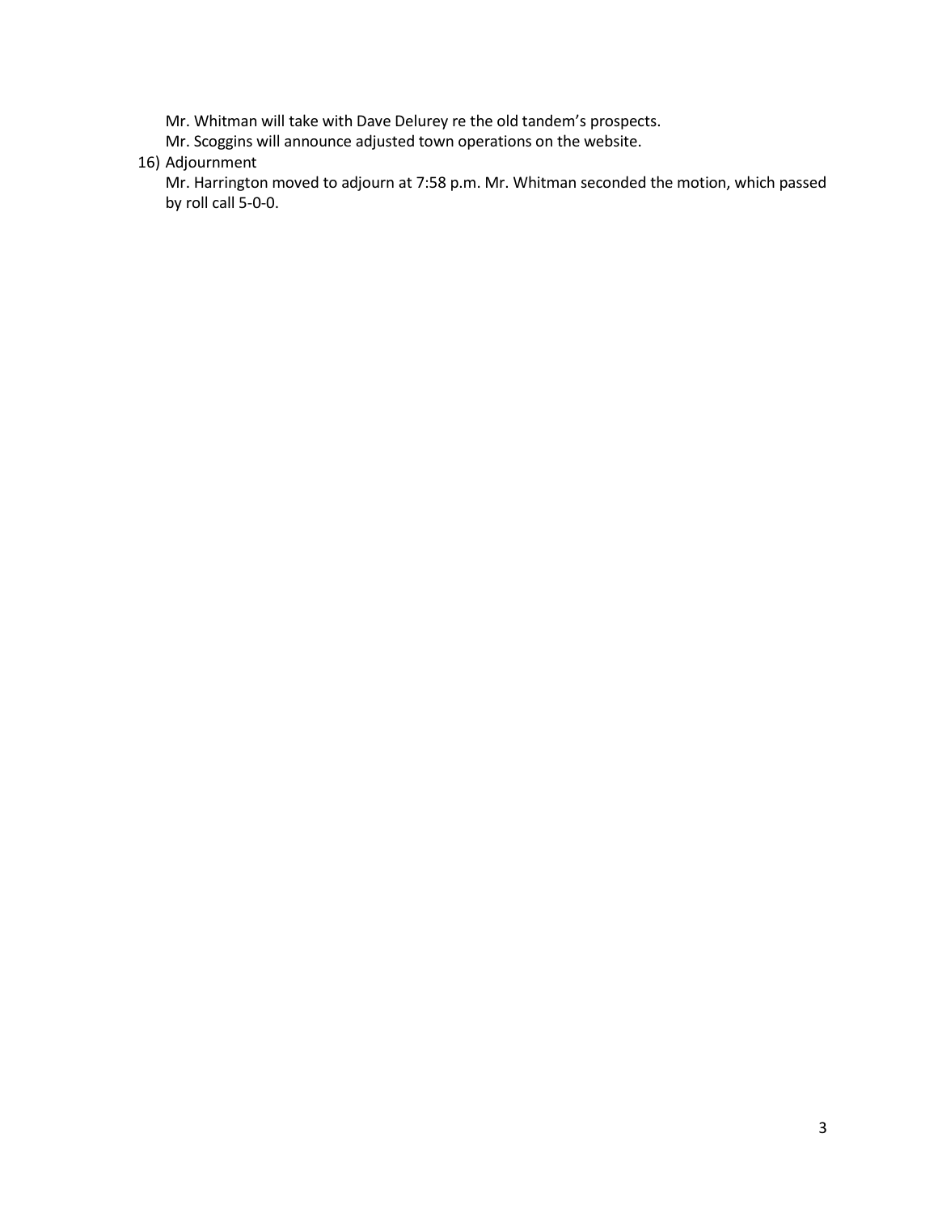Mr. Whitman will take with Dave Delurey re the old tandem's prospects.
Mr. Scoggins will announce adjusted town operations on the website.

16) Adjournment
Mr. Harrington moved to adjourn at 7:58 p.m. Mr. Whitman seconded the motion, which passed by roll call 5-0-0.